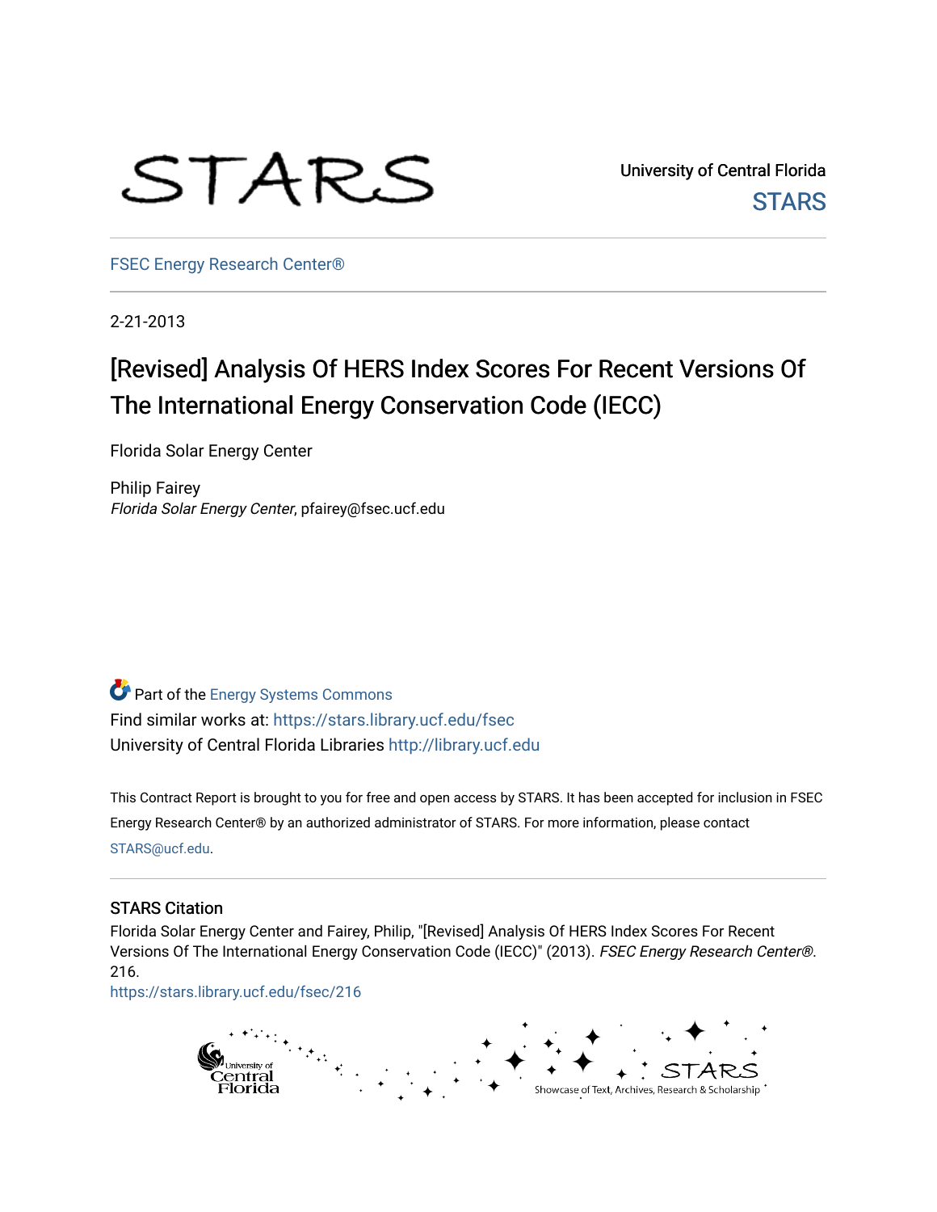STARS

University of Central Florida

STARS

FSEC Energy Research Center®

2-21-2013

# [Revised] Analysis Of HERS Index Scores For Recent Versions Of The International Energy Conservation Code (IECC)

Florida Solar Energy Center

Philip Fairey
*Florida Solar Energy Center*, pfairey@fsec.ucf.edu

Part of the Energy Systems Commons

Find similar works at: https://stars.library.ucf.edu/fsec

University of Central Florida Libraries http://library.ucf.edu

This Contract Report is brought to you for free and open access by STARS. It has been accepted for inclusion in FSEC Energy Research Center® by an authorized administrator of STARS. For more information, please contact STARS@ucf.edu.

## STARS Citation

Florida Solar Energy Center and Fairey, Philip, "[Revised] Analysis Of HERS Index Scores For Recent Versions Of The International Energy Conservation Code (IECC)" (2013). *FSEC Energy Research Center®*. 216.
https://stars.library.ucf.edu/fsec/216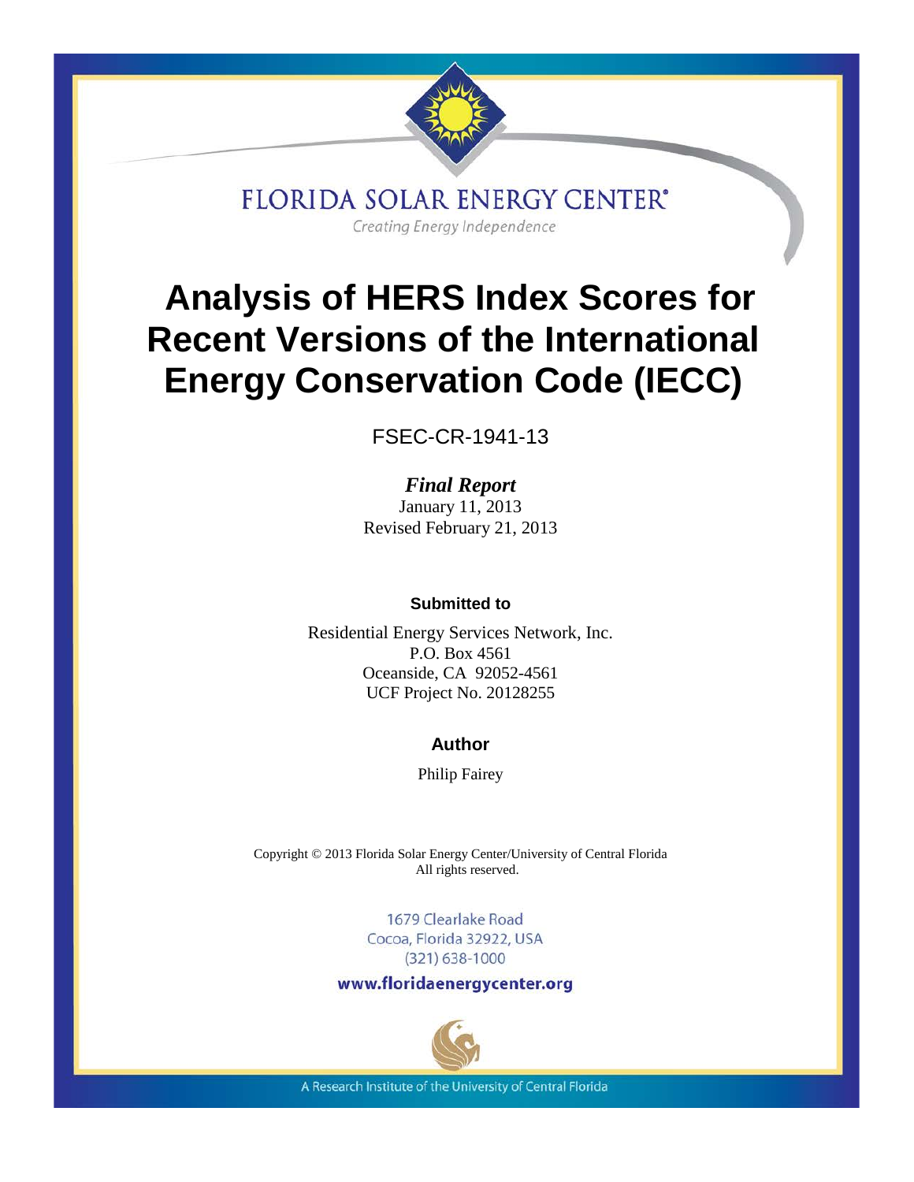FLORIDA SOLAR ENERGY CENTER

Creating Energy Independence

# Analysis of HERS Index Scores for Recent Versions of the International Energy Conservation Code (IECC)

FSEC-CR-1941-13

***Final Report***

January 11, 2013

Revised February 21, 2013

**Submitted to**

Residential Energy Services Network, Inc.

P.O. Box 4561

Oceanside, CA 92052-4561

UCF Project No. 20128255

**Author**

Philip Fairey

Copyright © 2013 Florida Solar Energy Center/University of Central Florida

All rights reserved.

1679 Clearlake Road

Cocoa, Florida 32922, USA

(321) 638-1000

**www.floridaenergycenter.org**

A Research Institute of the University of Central Florida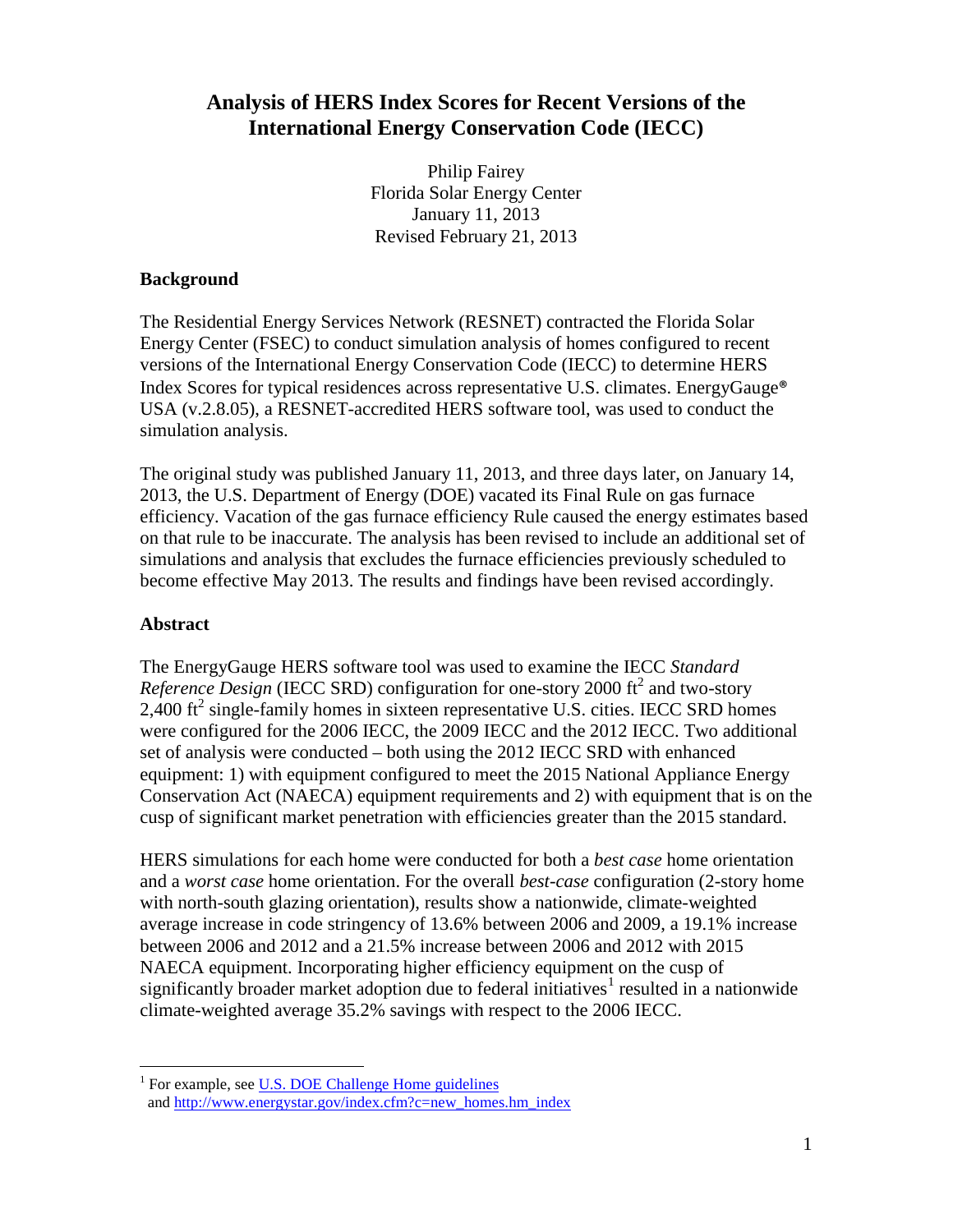# Analysis of HERS Index Scores for Recent Versions of the International Energy Conservation Code (IECC)

Philip Fairey
Florida Solar Energy Center
January 11, 2013
Revised February 21, 2013

## Background

The Residential Energy Services Network (RESNET) contracted the Florida Solar Energy Center (FSEC) to conduct simulation analysis of homes configured to recent versions of the International Energy Conservation Code (IECC) to determine HERS Index Scores for typical residences across representative U.S. climates. EnergyGauge® USA (v.2.8.05), a RESNET-accredited HERS software tool, was used to conduct the simulation analysis.

The original study was published January 11, 2013, and three days later, on January 14, 2013, the U.S. Department of Energy (DOE) vacated its Final Rule on gas furnace efficiency. Vacation of the gas furnace efficiency Rule caused the energy estimates based on that rule to be inaccurate. The analysis has been revised to include an additional set of simulations and analysis that excludes the furnace efficiencies previously scheduled to become effective May 2013. The results and findings have been revised accordingly.

## Abstract

The EnergyGauge HERS software tool was used to examine the IECC *Standard Reference Design* (IECC SRD) configuration for one-story 2000 ft$^2$ and two-story 2,400 ft$^2$ single-family homes in sixteen representative U.S. cities. IECC SRD homes were configured for the 2006 IECC, the 2009 IECC and the 2012 IECC. Two additional set of analysis were conducted – both using the 2012 IECC SRD with enhanced equipment: 1) with equipment configured to meet the 2015 National Appliance Energy Conservation Act (NAECA) equipment requirements and 2) with equipment that is on the cusp of significant market penetration with efficiencies greater than the 2015 standard.

HERS simulations for each home were conducted for both a *best case* home orientation and a *worst case* home orientation. For the overall *best-case* configuration (2-story home with north-south glazing orientation), results show a nationwide, climate-weighted average increase in code stringency of 13.6% between 2006 and 2009, a 19.1% increase between 2006 and 2012 and a 21.5% increase between 2006 and 2012 with 2015 NAECA equipment. Incorporating higher efficiency equipment on the cusp of significantly broader market adoption due to federal initiatives[1] resulted in a nationwide climate-weighted average 35.2% savings with respect to the 2006 IECC.

[1] For example, see U.S. DOE Challenge Home guidelines and http://www.energystar.gov/index.cfm?c=new_homes.hm_index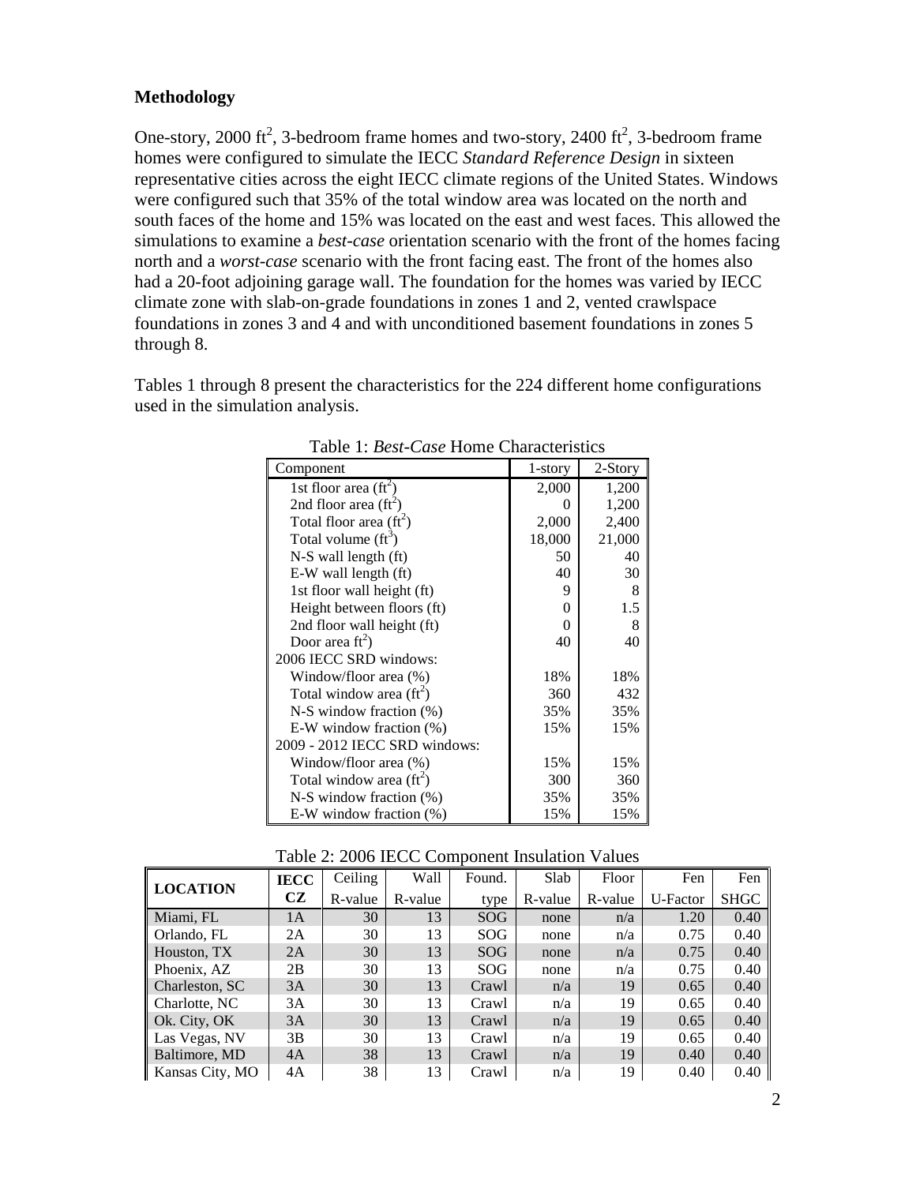**Methodology**

One-story, 2000 $ft^2$, 3-bedroom frame homes and two-story, 2400 $ft^2$, 3-bedroom frame homes were configured to simulate the IECC *Standard Reference Design* in sixteen representative cities across the eight IECC climate regions of the United States. Windows were configured such that 35% of the total window area was located on the north and south faces of the home and 15% was located on the east and west faces. This allowed the simulations to examine a *best-case* orientation scenario with the front of the homes facing north and a *worst-case* scenario with the front facing east. The front of the homes also had a 20-foot adjoining garage wall. The foundation for the homes was varied by IECC climate zone with slab-on-grade foundations in zones 1 and 2, vented crawlspace foundations in zones 3 and 4 and with unconditioned basement foundations in zones 5 through 8.

Tables 1 through 8 present the characteristics for the 224 different home configurations used in the simulation analysis.

Table 1: *Best-Case* Home Characteristics

| Component | 1-story | 2-Story |
|---|---|---|
| 1st floor area ($ft^2$) | 2,000 | 1,200 |
| 2nd floor area ($ft^2$) | 0 | 1,200 |
| Total floor area ($ft^2$) | 2,000 | 2,400 |
| Total volume ($ft^3$) | 18,000 | 21,000 |
| N-S wall length (ft) | 50 | 40 |
| E-W wall length (ft) | 40 | 30 |
| 1st floor wall height (ft) | 9 | 8 |
| Height between floors (ft) | 0 | 1.5 |
| 2nd floor wall height (ft) | 0 | 8 |
| Door area $ft^2$) | 40 | 40 |
| 2006 IECC SRD windows: | | |
| Window/floor area (%) | 18% | 18% |
| Total window area ($ft^2$) | 360 | 432 |
| N-S window fraction (%) | 35% | 35% |
| E-W window fraction (%) | 15% | 15% |
| 2009 - 2012 IECC SRD windows: | | |
| Window/floor area (%) | 15% | 15% |
| Total window area ($ft^2$) | 300 | 360 |
| N-S window fraction (%) | 35% | 35% |
| E-W window fraction (%) | 15% | 15% |

Table 2: 2006 IECC Component Insulation Values

| LOCATION | IECC CZ | Ceiling R-value | Wall R-value | Found. type | Slab R-value | Floor R-value | Fen U-Factor | Fen SHGC |
|---|---|---|---|---|---|---|---|---|
| Miami, FL | 1A | 30 | 13 | SOG | none | n/a | 1.20 | 0.40 |
| Orlando, FL | 2A | 30 | 13 | SOG | none | n/a | 0.75 | 0.40 |
| Houston, TX | 2A | 30 | 13 | SOG | none | n/a | 0.75 | 0.40 |
| Phoenix, AZ | 2B | 30 | 13 | SOG | none | n/a | 0.75 | 0.40 |
| Charleston, SC | 3A | 30 | 13 | Crawl | n/a | 19 | 0.65 | 0.40 |
| Charlotte, NC | 3A | 30 | 13 | Crawl | n/a | 19 | 0.65 | 0.40 |
| Ok. City, OK | 3A | 30 | 13 | Crawl | n/a | 19 | 0.65 | 0.40 |
| Las Vegas, NV | 3B | 30 | 13 | Crawl | n/a | 19 | 0.65 | 0.40 |
| Baltimore, MD | 4A | 38 | 13 | Crawl | n/a | 19 | 0.40 | 0.40 |
| Kansas City, MO | 4A | 38 | 13 | Crawl | n/a | 19 | 0.40 | 0.40 |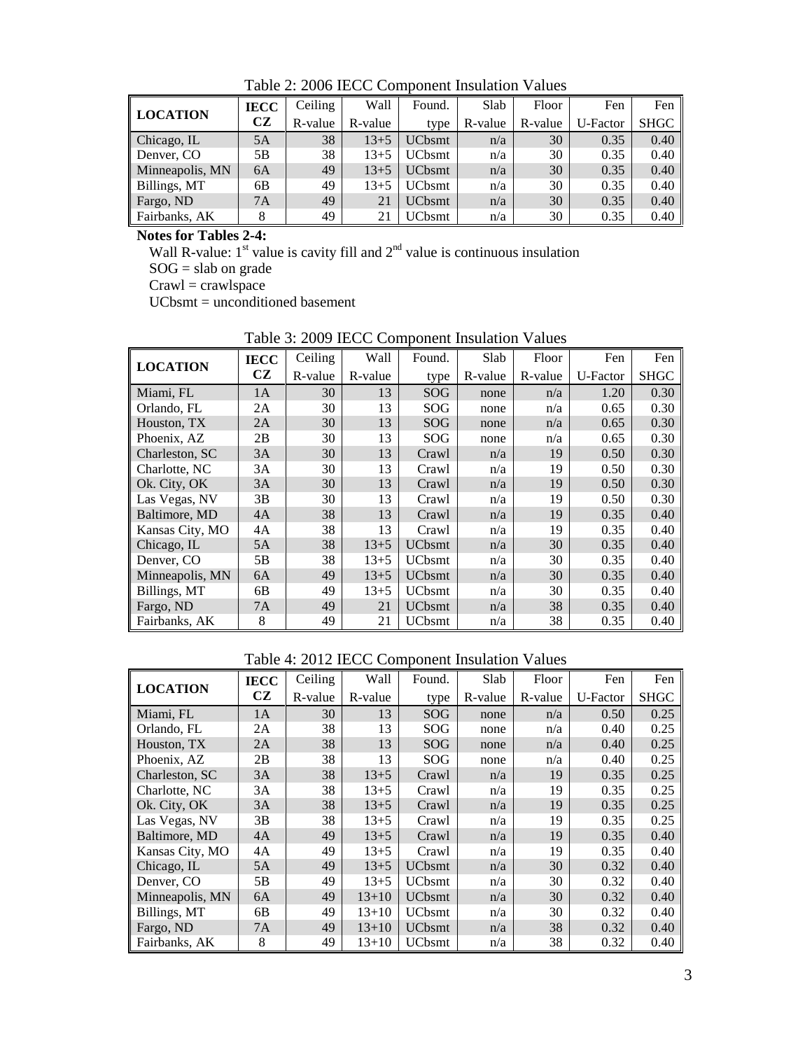Table 2: 2006 IECC Component Insulation Values

| LOCATION | IECC CZ | Ceiling R-value | Wall R-value | Found. type | Slab R-value | Floor R-value | Fen U-Factor | Fen SHGC |
|---|---|---|---|---|---|---|---|---|
| Chicago, IL | 5A | 38 | 13+5 | UCbsmt | n/a | 30 | 0.35 | 0.40 |
| Denver, CO | 5B | 38 | 13+5 | UCbsmt | n/a | 30 | 0.35 | 0.40 |
| Minneapolis, MN | 6A | 49 | 13+5 | UCbsmt | n/a | 30 | 0.35 | 0.40 |
| Billings, MT | 6B | 49 | 13+5 | UCbsmt | n/a | 30 | 0.35 | 0.40 |
| Fargo, ND | 7A | 49 | 21 | UCbsmt | n/a | 30 | 0.35 | 0.40 |
| Fairbanks, AK | 8 | 49 | 21 | UCbsmt | n/a | 30 | 0.35 | 0.40 |

**Notes for Tables 2-4:**

Wall R-value: 1st value is cavity fill and 2nd value is continuous insulation
SOG = slab on grade
Crawl = crawlspace
UCbsmt = unconditioned basement

Table 3: 2009 IECC Component Insulation Values

| LOCATION | IECC CZ | Ceiling R-value | Wall R-value | Found. type | Slab R-value | Floor R-value | Fen U-Factor | Fen SHGC |
|---|---|---|---|---|---|---|---|---|
| Miami, FL | 1A | 30 | 13 | SOG | none | n/a | 1.20 | 0.30 |
| Orlando, FL | 2A | 30 | 13 | SOG | none | n/a | 0.65 | 0.30 |
| Houston, TX | 2A | 30 | 13 | SOG | none | n/a | 0.65 | 0.30 |
| Phoenix, AZ | 2B | 30 | 13 | SOG | none | n/a | 0.65 | 0.30 |
| Charleston, SC | 3A | 30 | 13 | Crawl | n/a | 19 | 0.50 | 0.30 |
| Charlotte, NC | 3A | 30 | 13 | Crawl | n/a | 19 | 0.50 | 0.30 |
| Ok. City, OK | 3A | 30 | 13 | Crawl | n/a | 19 | 0.50 | 0.30 |
| Las Vegas, NV | 3B | 30 | 13 | Crawl | n/a | 19 | 0.50 | 0.30 |
| Baltimore, MD | 4A | 38 | 13 | Crawl | n/a | 19 | 0.35 | 0.40 |
| Kansas City, MO | 4A | 38 | 13 | Crawl | n/a | 19 | 0.35 | 0.40 |
| Chicago, IL | 5A | 38 | 13+5 | UCbsmt | n/a | 30 | 0.35 | 0.40 |
| Denver, CO | 5B | 38 | 13+5 | UCbsmt | n/a | 30 | 0.35 | 0.40 |
| Minneapolis, MN | 6A | 49 | 13+5 | UCbsmt | n/a | 30 | 0.35 | 0.40 |
| Billings, MT | 6B | 49 | 13+5 | UCbsmt | n/a | 30 | 0.35 | 0.40 |
| Fargo, ND | 7A | 49 | 21 | UCbsmt | n/a | 38 | 0.35 | 0.40 |
| Fairbanks, AK | 8 | 49 | 21 | UCbsmt | n/a | 38 | 0.35 | 0.40 |

Table 4: 2012 IECC Component Insulation Values

| LOCATION | IECC CZ | Ceiling R-value | Wall R-value | Found. type | Slab R-value | Floor R-value | Fen U-Factor | Fen SHGC |
|---|---|---|---|---|---|---|---|---|
| Miami, FL | 1A | 30 | 13 | SOG | none | n/a | 0.50 | 0.25 |
| Orlando, FL | 2A | 38 | 13 | SOG | none | n/a | 0.40 | 0.25 |
| Houston, TX | 2A | 38 | 13 | SOG | none | n/a | 0.40 | 0.25 |
| Phoenix, AZ | 2B | 38 | 13 | SOG | none | n/a | 0.40 | 0.25 |
| Charleston, SC | 3A | 38 | 13+5 | Crawl | n/a | 19 | 0.35 | 0.25 |
| Charlotte, NC | 3A | 38 | 13+5 | Crawl | n/a | 19 | 0.35 | 0.25 |
| Ok. City, OK | 3A | 38 | 13+5 | Crawl | n/a | 19 | 0.35 | 0.25 |
| Las Vegas, NV | 3B | 38 | 13+5 | Crawl | n/a | 19 | 0.35 | 0.25 |
| Baltimore, MD | 4A | 49 | 13+5 | Crawl | n/a | 19 | 0.35 | 0.40 |
| Kansas City, MO | 4A | 49 | 13+5 | Crawl | n/a | 19 | 0.35 | 0.40 |
| Chicago, IL | 5A | 49 | 13+5 | UCbsmt | n/a | 30 | 0.32 | 0.40 |
| Denver, CO | 5B | 49 | 13+5 | UCbsmt | n/a | 30 | 0.32 | 0.40 |
| Minneapolis, MN | 6A | 49 | 13+10 | UCbsmt | n/a | 30 | 0.32 | 0.40 |
| Billings, MT | 6B | 49 | 13+10 | UCbsmt | n/a | 30 | 0.32 | 0.40 |
| Fargo, ND | 7A | 49 | 13+10 | UCbsmt | n/a | 38 | 0.32 | 0.40 |
| Fairbanks, AK | 8 | 49 | 13+10 | UCbsmt | n/a | 38 | 0.32 | 0.40 |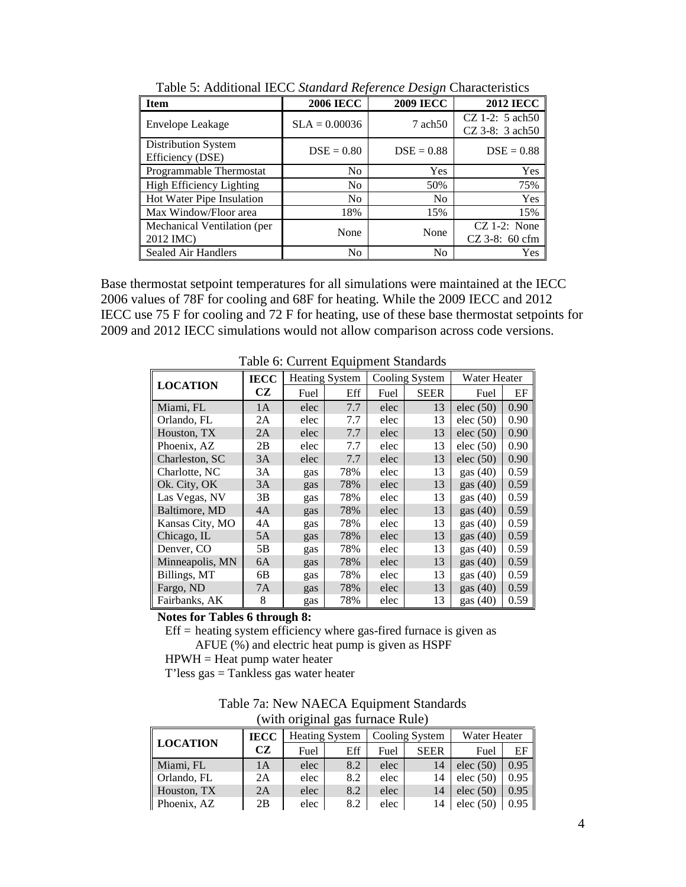Table 5: Additional IECC *Standard Reference Design* Characteristics

| Item | 2006 IECC | 2009 IECC | 2012 IECC |
|---|---|---|---|
| Envelope Leakage | SLA = 0.00036 | 7 ach50 | CZ 1-2: 5 ach50<br>CZ 3-8: 3 ach50 |
| Distribution System Efficiency (DSE) | DSE = 0.80 | DSE = 0.88 | DSE = 0.88 |
| Programmable Thermostat | No | Yes | Yes |
| High Efficiency Lighting | No | 50% | 75% |
| Hot Water Pipe Insulation | No | No | Yes |
| Max Window/Floor area | 18% | 15% | 15% |
| Mechanical Ventilation (per 2012 IMC) | None | None | CZ 1-2: None<br>CZ 3-8: 60 cfm |
| Sealed Air Handlers | No | No | Yes |

Base thermostat setpoint temperatures for all simulations were maintained at the IECC 2006 values of 78F for cooling and 68F for heating. While the 2009 IECC and 2012 IECC use 75 F for cooling and 72 F for heating, use of these base thermostat setpoints for 2009 and 2012 IECC simulations would not allow comparison across code versions.

Table 6: Current Equipment Standards

| LOCATION | IECC CZ | Heating System | | Cooling System | | Water Heater | |
|---|---|---|---|---|---|---|---|
| | | Fuel | Eff | Fuel | SEER | Fuel | EF |
| Miami, FL | 1A | elec | 7.7 | elec | 13 | elec (50) | 0.90 |
| Orlando, FL | 2A | elec | 7.7 | elec | 13 | elec (50) | 0.90 |
| Houston, TX | 2A | elec | 7.7 | elec | 13 | elec (50) | 0.90 |
| Phoenix, AZ | 2B | elec | 7.7 | elec | 13 | elec (50) | 0.90 |
| Charleston, SC | 3A | elec | 7.7 | elec | 13 | elec (50) | 0.90 |
| Charlotte, NC | 3A | gas | 78% | elec | 13 | gas (40) | 0.59 |
| Ok. City, OK | 3A | gas | 78% | elec | 13 | gas (40) | 0.59 |
| Las Vegas, NV | 3B | gas | 78% | elec | 13 | gas (40) | 0.59 |
| Baltimore, MD | 4A | gas | 78% | elec | 13 | gas (40) | 0.59 |
| Kansas City, MO | 4A | gas | 78% | elec | 13 | gas (40) | 0.59 |
| Chicago, IL | 5A | gas | 78% | elec | 13 | gas (40) | 0.59 |
| Denver, CO | 5B | gas | 78% | elec | 13 | gas (40) | 0.59 |
| Minneapolis, MN | 6A | gas | 78% | elec | 13 | gas (40) | 0.59 |
| Billings, MT | 6B | gas | 78% | elec | 13 | gas (40) | 0.59 |
| Fargo, ND | 7A | gas | 78% | elec | 13 | gas (40) | 0.59 |
| Fairbanks, AK | 8 | gas | 78% | elec | 13 | gas (40) | 0.59 |

**Notes for Tables 6 through 8:**

Eff = heating system efficiency where gas-fired furnace is given as AFUE (%) and electric heat pump is given as HSPF

HPWH = Heat pump water heater

T'less gas = Tankless gas water heater

Table 7a: New NAECA Equipment Standards (with original gas furnace Rule)

| LOCATION | IECC CZ | Heating System | | Cooling System | | Water Heater | |
|---|---|---|---|---|---|---|---|
| | | Fuel | Eff | Fuel | SEER | Fuel | EF |
| Miami, FL | 1A | elec | 8.2 | elec | 14 | elec (50) | 0.95 |
| Orlando, FL | 2A | elec | 8.2 | elec | 14 | elec (50) | 0.95 |
| Houston, TX | 2A | elec | 8.2 | elec | 14 | elec (50) | 0.95 |
| Phoenix, AZ | 2B | elec | 8.2 | elec | 14 | elec (50) | 0.95 |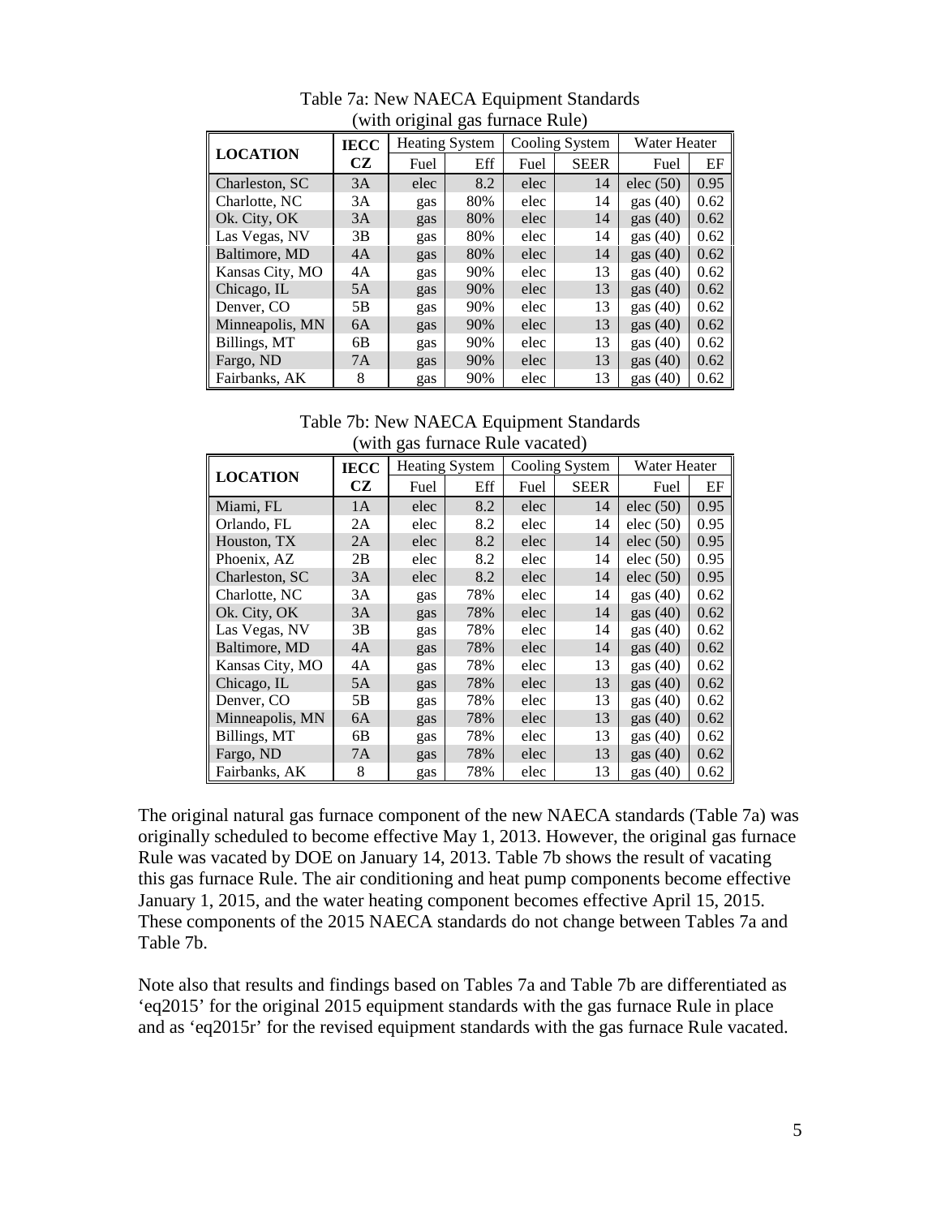Table 7a: New NAECA Equipment Standards
(with original gas furnace Rule)

| LOCATION | IECC CZ | Heating System | | Cooling System | | Water Heater | |
|---|---|---|---|---|---|---|---|
| | | Fuel | Eff | Fuel | SEER | Fuel | EF |
| Charleston, SC | 3A | elec | 8.2 | elec | 14 | elec (50) | 0.95 |
| Charlotte, NC | 3A | gas | 80% | elec | 14 | gas (40) | 0.62 |
| Ok. City, OK | 3A | gas | 80% | elec | 14 | gas (40) | 0.62 |
| Las Vegas, NV | 3B | gas | 80% | elec | 14 | gas (40) | 0.62 |
| Baltimore, MD | 4A | gas | 80% | elec | 14 | gas (40) | 0.62 |
| Kansas City, MO | 4A | gas | 90% | elec | 13 | gas (40) | 0.62 |
| Chicago, IL | 5A | gas | 90% | elec | 13 | gas (40) | 0.62 |
| Denver, CO | 5B | gas | 90% | elec | 13 | gas (40) | 0.62 |
| Minneapolis, MN | 6A | gas | 90% | elec | 13 | gas (40) | 0.62 |
| Billings, MT | 6B | gas | 90% | elec | 13 | gas (40) | 0.62 |
| Fargo, ND | 7A | gas | 90% | elec | 13 | gas (40) | 0.62 |
| Fairbanks, AK | 8 | gas | 90% | elec | 13 | gas (40) | 0.62 |

Table 7b: New NAECA Equipment Standards
(with gas furnace Rule vacated)

| LOCATION | IECC CZ | Heating System | | Cooling System | | Water Heater | |
|---|---|---|---|---|---|---|---|
| | | Fuel | Eff | Fuel | SEER | Fuel | EF |
| Miami, FL | 1A | elec | 8.2 | elec | 14 | elec (50) | 0.95 |
| Orlando, FL | 2A | elec | 8.2 | elec | 14 | elec (50) | 0.95 |
| Houston, TX | 2A | elec | 8.2 | elec | 14 | elec (50) | 0.95 |
| Phoenix, AZ | 2B | elec | 8.2 | elec | 14 | elec (50) | 0.95 |
| Charleston, SC | 3A | elec | 8.2 | elec | 14 | elec (50) | 0.95 |
| Charlotte, NC | 3A | gas | 78% | elec | 14 | gas (40) | 0.62 |
| Ok. City, OK | 3A | gas | 78% | elec | 14 | gas (40) | 0.62 |
| Las Vegas, NV | 3B | gas | 78% | elec | 14 | gas (40) | 0.62 |
| Baltimore, MD | 4A | gas | 78% | elec | 14 | gas (40) | 0.62 |
| Kansas City, MO | 4A | gas | 78% | elec | 13 | gas (40) | 0.62 |
| Chicago, IL | 5A | gas | 78% | elec | 13 | gas (40) | 0.62 |
| Denver, CO | 5B | gas | 78% | elec | 13 | gas (40) | 0.62 |
| Minneapolis, MN | 6A | gas | 78% | elec | 13 | gas (40) | 0.62 |
| Billings, MT | 6B | gas | 78% | elec | 13 | gas (40) | 0.62 |
| Fargo, ND | 7A | gas | 78% | elec | 13 | gas (40) | 0.62 |
| Fairbanks, AK | 8 | gas | 78% | elec | 13 | gas (40) | 0.62 |

The original natural gas furnace component of the new NAECA standards (Table 7a) was originally scheduled to become effective May 1, 2013. However, the original gas furnace Rule was vacated by DOE on January 14, 2013. Table 7b shows the result of vacating this gas furnace Rule. The air conditioning and heat pump components become effective January 1, 2015, and the water heating component becomes effective April 15, 2015. These components of the 2015 NAECA standards do not change between Tables 7a and Table 7b.

Note also that results and findings based on Tables 7a and Table 7b are differentiated as 'eq2015' for the original 2015 equipment standards with the gas furnace Rule in place and as 'eq2015r' for the revised equipment standards with the gas furnace Rule vacated.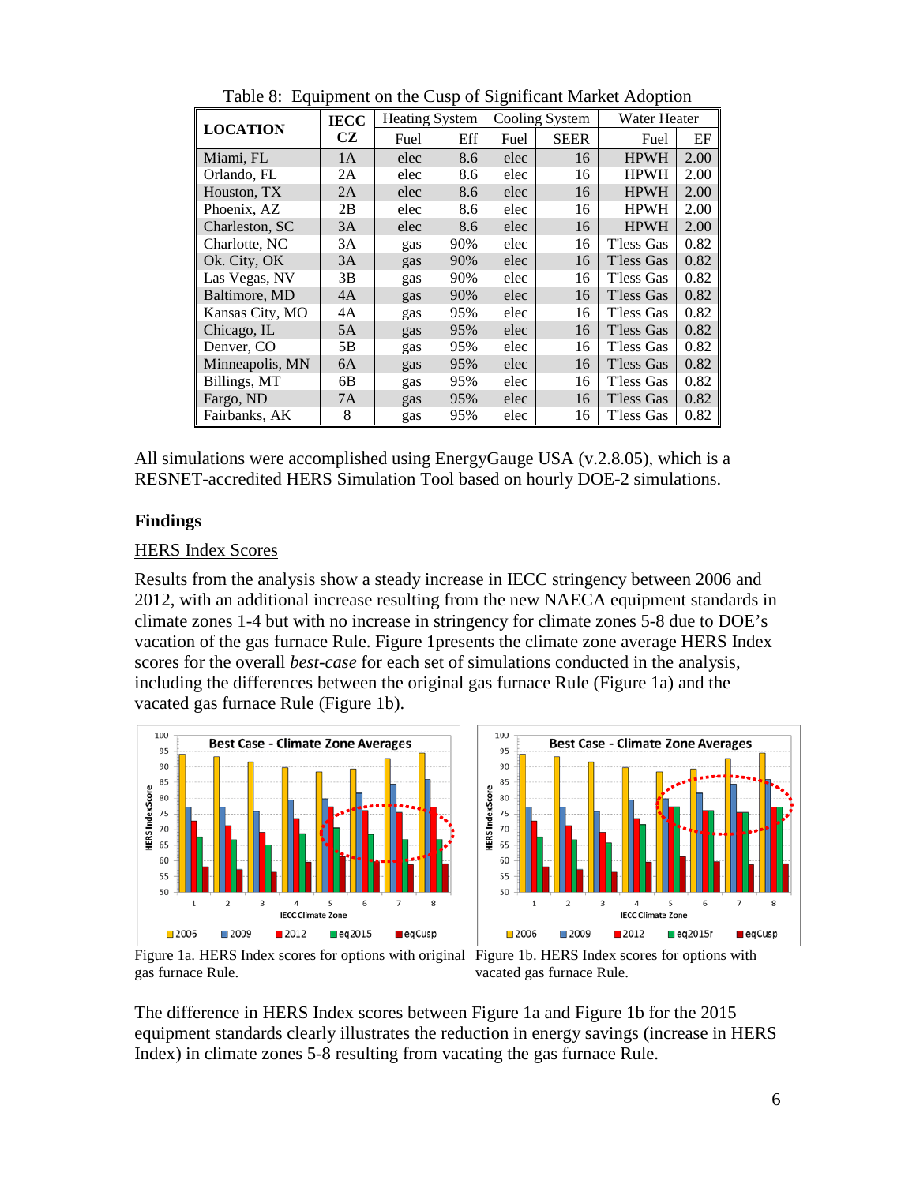Table 8: Equipment on the Cusp of Significant Market Adoption

| LOCATION | IECC CZ | Heating System | | Cooling System | | Water Heater | |
|---|---|---|---|---|---|---|---|
| | | Fuel | Eff | Fuel | SEER | Fuel | EF |
| Miami, FL | 1A | elec | 8.6 | elec | 16 | HPWH | 2.00 |
| Orlando, FL | 2A | elec | 8.6 | elec | 16 | HPWH | 2.00 |
| Houston, TX | 2A | elec | 8.6 | elec | 16 | HPWH | 2.00 |
| Phoenix, AZ | 2B | elec | 8.6 | elec | 16 | HPWH | 2.00 |
| Charleston, SC | 3A | elec | 8.6 | elec | 16 | HPWH | 2.00 |
| Charlotte, NC | 3A | gas | 90% | elec | 16 | T'less Gas | 0.82 |
| Ok. City, OK | 3A | gas | 90% | elec | 16 | T'less Gas | 0.82 |
| Las Vegas, NV | 3B | gas | 90% | elec | 16 | T'less Gas | 0.82 |
| Baltimore, MD | 4A | gas | 90% | elec | 16 | T'less Gas | 0.82 |
| Kansas City, MO | 4A | gas | 95% | elec | 16 | T'less Gas | 0.82 |
| Chicago, IL | 5A | gas | 95% | elec | 16 | T'less Gas | 0.82 |
| Denver, CO | 5B | gas | 95% | elec | 16 | T'less Gas | 0.82 |
| Minneapolis, MN | 6A | gas | 95% | elec | 16 | T'less Gas | 0.82 |
| Billings, MT | 6B | gas | 95% | elec | 16 | T'less Gas | 0.82 |
| Fargo, ND | 7A | gas | 95% | elec | 16 | T'less Gas | 0.82 |
| Fairbanks, AK | 8 | gas | 95% | elec | 16 | T'less Gas | 0.82 |

All simulations were accomplished using EnergyGauge USA (v.2.8.05), which is a RESNET-accredited HERS Simulation Tool based on hourly DOE-2 simulations.

## Findings

### HERS Index Scores

Results from the analysis show a steady increase in IECC stringency between 2006 and 2012, with an additional increase resulting from the new NAECA equipment standards in climate zones 1-4 but with no increase in stringency for climate zones 5-8 due to DOE's vacation of the gas furnace Rule. Figure 1presents the climate zone average HERS Index scores for the overall *best-case* for each set of simulations conducted in the analysis, including the differences between the original gas furnace Rule (Figure 1a) and the vacated gas furnace Rule (Figure 1b).

Figure 1a. HERS Index scores for options with original gas furnace Rule.

Figure 1b. HERS Index scores for options with vacated gas furnace Rule.

The difference in HERS Index scores between Figure 1a and Figure 1b for the 2015 equipment standards clearly illustrates the reduction in energy savings (increase in HERS Index) in climate zones 5-8 resulting from vacating the gas furnace Rule.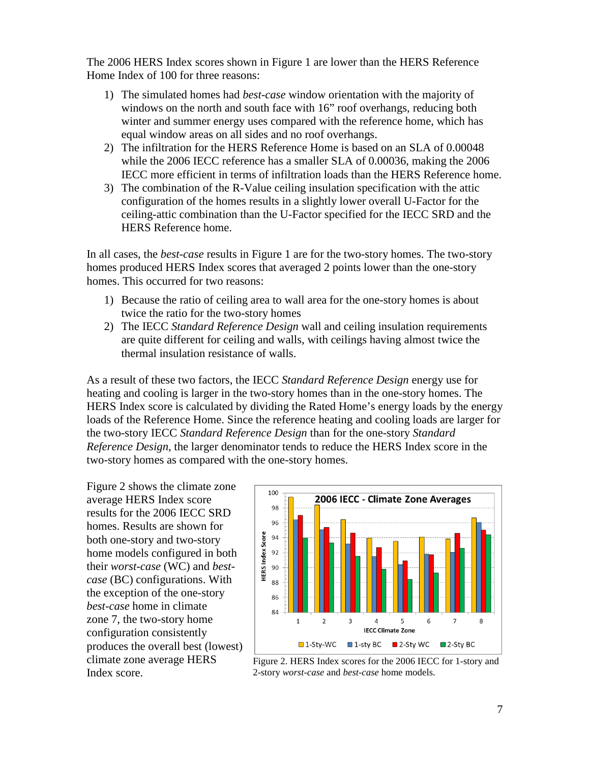The 2006 HERS Index scores shown in Figure 1 are lower than the HERS Reference Home Index of 100 for three reasons:

1) The simulated homes had *best-case* window orientation with the majority of windows on the north and south face with 16" roof overhangs, reducing both winter and summer energy uses compared with the reference home, which has equal window areas on all sides and no roof overhangs.
2) The infiltration for the HERS Reference Home is based on an SLA of 0.00048 while the 2006 IECC reference has a smaller SLA of 0.00036, making the 2006 IECC more efficient in terms of infiltration loads than the HERS Reference home.
3) The combination of the R-Value ceiling insulation specification with the attic configuration of the homes results in a slightly lower overall U-Factor for the ceiling-attic combination than the U-Factor specified for the IECC SRD and the HERS Reference home.

In all cases, the *best-case* results in Figure 1 are for the two-story homes. The two-story homes produced HERS Index scores that averaged 2 points lower than the one-story homes. This occurred for two reasons:

1) Because the ratio of ceiling area to wall area for the one-story homes is about twice the ratio for the two-story homes
2) The IECC *Standard Reference Design* wall and ceiling insulation requirements are quite different for ceiling and walls, with ceilings having almost twice the thermal insulation resistance of walls.

As a result of these two factors, the IECC *Standard Reference Design* energy use for heating and cooling is larger in the two-story homes than in the one-story homes. The HERS Index score is calculated by dividing the Rated Home's energy loads by the energy loads of the Reference Home. Since the reference heating and cooling loads are larger for the two-story IECC *Standard Reference Design* than for the one-story *Standard Reference Design*, the larger denominator tends to reduce the HERS Index score in the two-story homes as compared with the one-story homes.

Figure 2 shows the climate zone average HERS Index score results for the 2006 IECC SRD homes. Results are shown for both one-story and two-story home models configured in both their *worst-case* (WC) and *best-case* (BC) configurations. With the exception of the one-story *best-case* home in climate zone 7, the two-story home configuration consistently produces the overall best (lowest) climate zone average HERS Index score.

Figure 2. HERS Index scores for the 2006 IECC for 1-story and 2-story *worst-case* and *best-case* home models.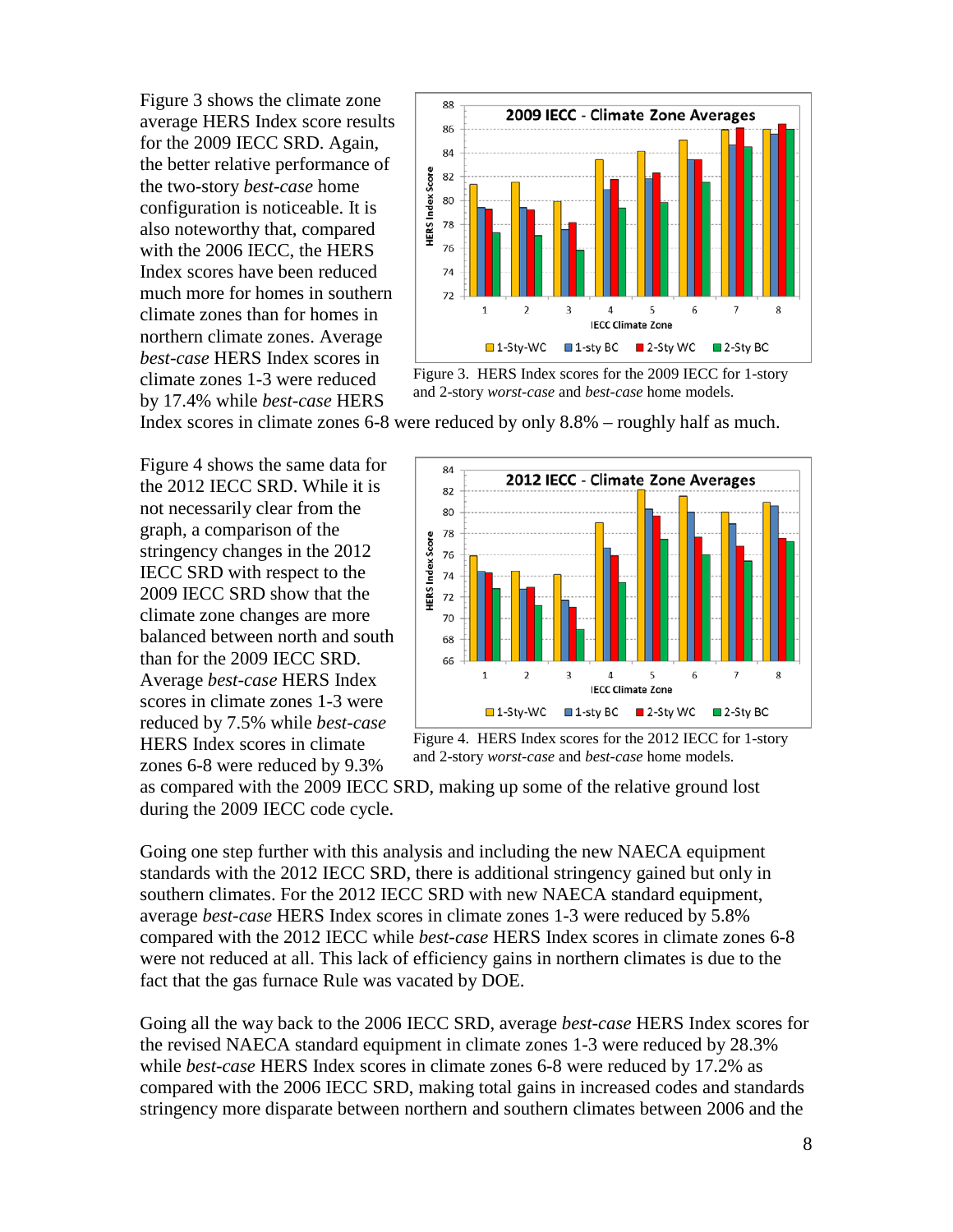Figure 3 shows the climate zone average HERS Index score results for the 2009 IECC SRD. Again, the better relative performance of the two-story *best-case* home configuration is noticeable. It is also noteworthy that, compared with the 2006 IECC, the HERS Index scores have been reduced much more for homes in southern climate zones than for homes in northern climate zones. Average *best-case* HERS Index scores in climate zones 1-3 were reduced by 17.4% while *best-case* HERS Index scores in climate zones 6-8 were reduced by only 8.8% – roughly half as much.

Figure 3. HERS Index scores for the 2009 IECC for 1-story and 2-story *worst-case* and *best-case* home models.

Figure 4 shows the same data for the 2012 IECC SRD. While it is not necessarily clear from the graph, a comparison of the stringency changes in the 2012 IECC SRD with respect to the 2009 IECC SRD show that the climate zone changes are more balanced between north and south than for the 2009 IECC SRD. Average *best-case* HERS Index scores in climate zones 1-3 were reduced by 7.5% while *best-case* HERS Index scores in climate zones 6-8 were reduced by 9.3% as compared with the 2009 IECC SRD, making up some of the relative ground lost during the 2009 IECC code cycle.

Figure 4. HERS Index scores for the 2012 IECC for 1-story and 2-story *worst-case* and *best-case* home models.

Going one step further with this analysis and including the new NAECA equipment standards with the 2012 IECC SRD, there is additional stringency gained but only in southern climates. For the 2012 IECC SRD with new NAECA standard equipment, average *best-case* HERS Index scores in climate zones 1-3 were reduced by 5.8% compared with the 2012 IECC while *best-case* HERS Index scores in climate zones 6-8 were not reduced at all. This lack of efficiency gains in northern climates is due to the fact that the gas furnace Rule was vacated by DOE.

Going all the way back to the 2006 IECC SRD, average *best-case* HERS Index scores for the revised NAECA standard equipment in climate zones 1-3 were reduced by 28.3% while *best-case* HERS Index scores in climate zones 6-8 were reduced by 17.2% as compared with the 2006 IECC SRD, making total gains in increased codes and standards stringency more disparate between northern and southern climates between 2006 and the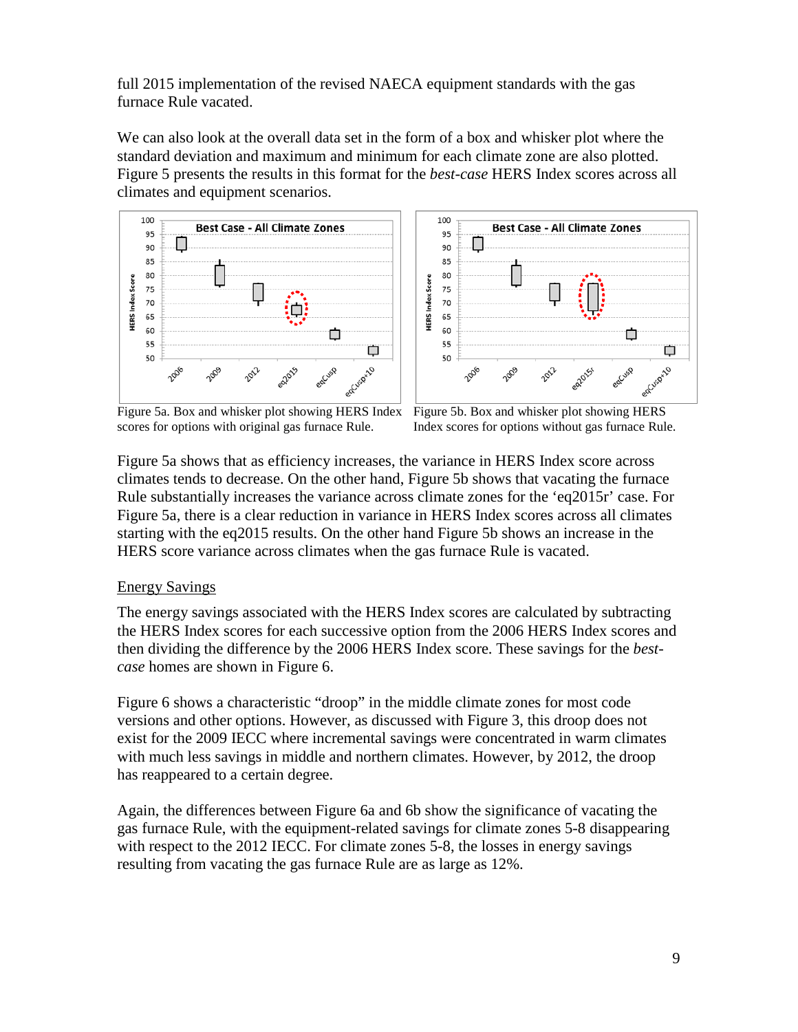full 2015 implementation of the revised NAECA equipment standards with the gas furnace Rule vacated.

We can also look at the overall data set in the form of a box and whisker plot where the standard deviation and maximum and minimum for each climate zone are also plotted. Figure 5 presents the results in this format for the *best-case* HERS Index scores across all climates and equipment scenarios.

Figure 5a. Box and whisker plot showing HERS Index scores for options with original gas furnace Rule.

Figure 5b. Box and whisker plot showing HERS Index scores for options without gas furnace Rule.

Figure 5a shows that as efficiency increases, the variance in HERS Index score across climates tends to decrease. On the other hand, Figure 5b shows that vacating the furnace Rule substantially increases the variance across climate zones for the 'eq2015r' case. For Figure 5a, there is a clear reduction in variance in HERS Index scores across all climates starting with the eq2015 results. On the other hand Figure 5b shows an increase in the HERS score variance across climates when the gas furnace Rule is vacated.

Energy Savings

The energy savings associated with the HERS Index scores are calculated by subtracting the HERS Index scores for each successive option from the 2006 HERS Index scores and then dividing the difference by the 2006 HERS Index score. These savings for the *best-case* homes are shown in Figure 6.

Figure 6 shows a characteristic "droop" in the middle climate zones for most code versions and other options. However, as discussed with Figure 3, this droop does not exist for the 2009 IECC where incremental savings were concentrated in warm climates with much less savings in middle and northern climates. However, by 2012, the droop has reappeared to a certain degree.

Again, the differences between Figure 6a and 6b show the significance of vacating the gas furnace Rule, with the equipment-related savings for climate zones 5-8 disappearing with respect to the 2012 IECC. For climate zones 5-8, the losses in energy savings resulting from vacating the gas furnace Rule are as large as 12%.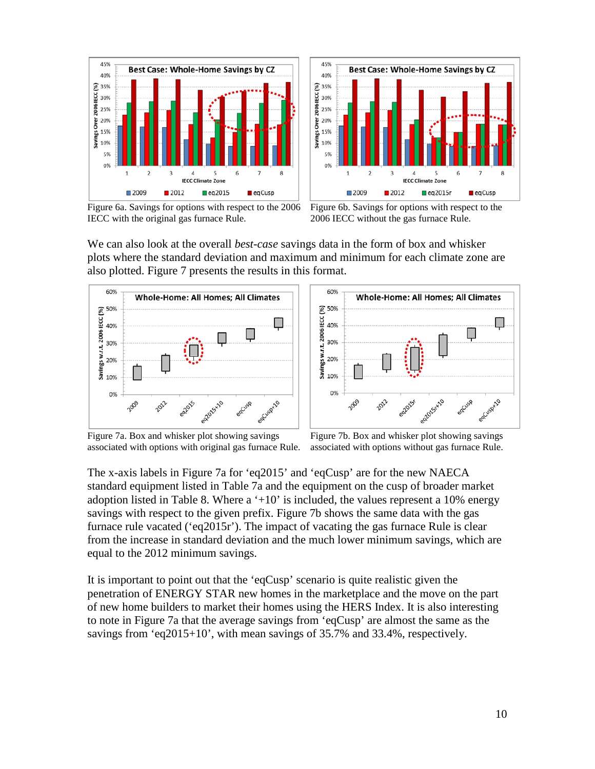Figure 6a. Savings for options with respect to the 2006 IECC with the original gas furnace Rule.

Figure 6b. Savings for options with respect to the 2006 IECC without the gas furnace Rule.

We can also look at the overall *best-case* savings data in the form of box and whisker plots where the standard deviation and maximum and minimum for each climate zone are also plotted. Figure 7 presents the results in this format.

Figure 7a. Box and whisker plot showing savings associated with options with original gas furnace Rule.

Figure 7b. Box and whisker plot showing savings associated with options without gas furnace Rule.

The x-axis labels in Figure 7a for 'eq2015' and 'eqCusp' are for the new NAECA standard equipment listed in Table 7a and the equipment on the cusp of broader market adoption listed in Table 8. Where a '+10' is included, the values represent a 10% energy savings with respect to the given prefix. Figure 7b shows the same data with the gas furnace rule vacated ('eq2015r'). The impact of vacating the gas furnace Rule is clear from the increase in standard deviation and the much lower minimum savings, which are equal to the 2012 minimum savings.

It is important to point out that the 'eqCusp' scenario is quite realistic given the penetration of ENERGY STAR new homes in the marketplace and the move on the part of new home builders to market their homes using the HERS Index. It is also interesting to note in Figure 7a that the average savings from 'eqCusp' are almost the same as the savings from 'eq2015+10', with mean savings of 35.7% and 33.4%, respectively.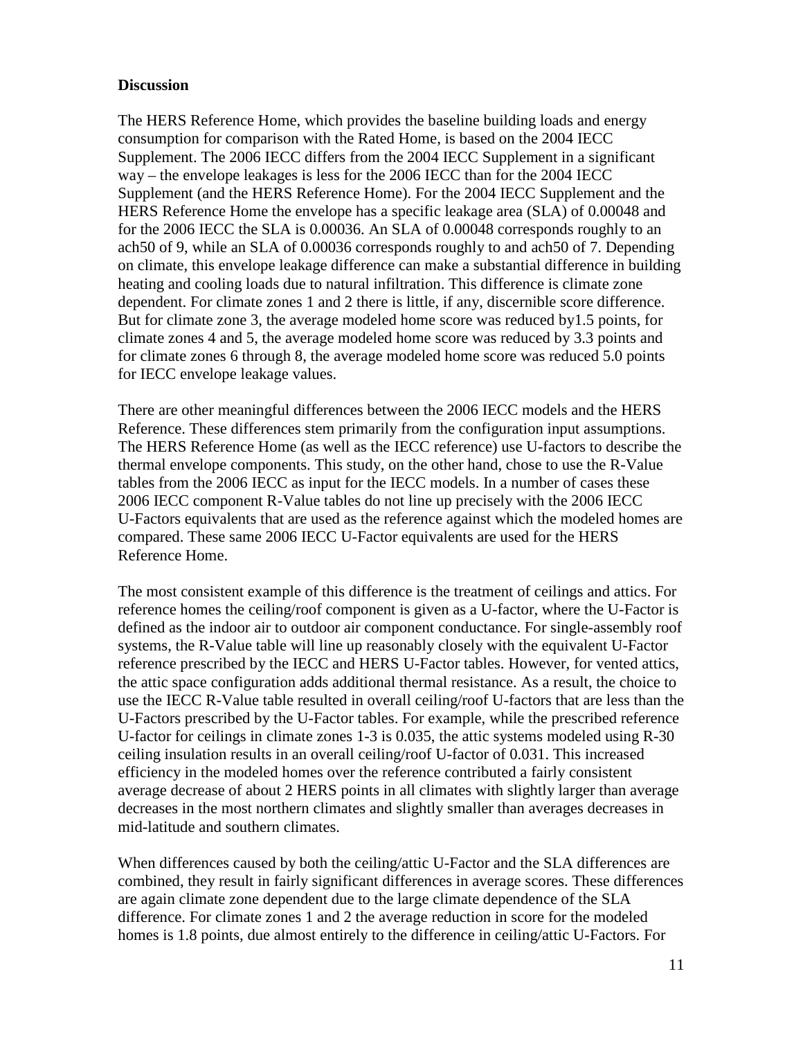**Discussion**

The HERS Reference Home, which provides the baseline building loads and energy consumption for comparison with the Rated Home, is based on the 2004 IECC Supplement. The 2006 IECC differs from the 2004 IECC Supplement in a significant way – the envelope leakages is less for the 2006 IECC than for the 2004 IECC Supplement (and the HERS Reference Home). For the 2004 IECC Supplement and the HERS Reference Home the envelope has a specific leakage area (SLA) of 0.00048 and for the 2006 IECC the SLA is 0.00036. An SLA of 0.00048 corresponds roughly to an ach50 of 9, while an SLA of 0.00036 corresponds roughly to and ach50 of 7. Depending on climate, this envelope leakage difference can make a substantial difference in building heating and cooling loads due to natural infiltration. This difference is climate zone dependent. For climate zones 1 and 2 there is little, if any, discernible score difference. But for climate zone 3, the average modeled home score was reduced by1.5 points, for climate zones 4 and 5, the average modeled home score was reduced by 3.3 points and for climate zones 6 through 8, the average modeled home score was reduced 5.0 points for IECC envelope leakage values.

There are other meaningful differences between the 2006 IECC models and the HERS Reference. These differences stem primarily from the configuration input assumptions. The HERS Reference Home (as well as the IECC reference) use U-factors to describe the thermal envelope components. This study, on the other hand, chose to use the R-Value tables from the 2006 IECC as input for the IECC models. In a number of cases these 2006 IECC component R-Value tables do not line up precisely with the 2006 IECC U-Factors equivalents that are used as the reference against which the modeled homes are compared. These same 2006 IECC U-Factor equivalents are used for the HERS Reference Home.

The most consistent example of this difference is the treatment of ceilings and attics. For reference homes the ceiling/roof component is given as a U-factor, where the U-Factor is defined as the indoor air to outdoor air component conductance. For single-assembly roof systems, the R-Value table will line up reasonably closely with the equivalent U-Factor reference prescribed by the IECC and HERS U-Factor tables. However, for vented attics, the attic space configuration adds additional thermal resistance. As a result, the choice to use the IECC R-Value table resulted in overall ceiling/roof U-factors that are less than the U-Factors prescribed by the U-Factor tables. For example, while the prescribed reference U-factor for ceilings in climate zones 1-3 is 0.035, the attic systems modeled using R-30 ceiling insulation results in an overall ceiling/roof U-factor of 0.031. This increased efficiency in the modeled homes over the reference contributed a fairly consistent average decrease of about 2 HERS points in all climates with slightly larger than average decreases in the most northern climates and slightly smaller than averages decreases in mid-latitude and southern climates.

When differences caused by both the ceiling/attic U-Factor and the SLA differences are combined, they result in fairly significant differences in average scores. These differences are again climate zone dependent due to the large climate dependence of the SLA difference. For climate zones 1 and 2 the average reduction in score for the modeled homes is 1.8 points, due almost entirely to the difference in ceiling/attic U-Factors. For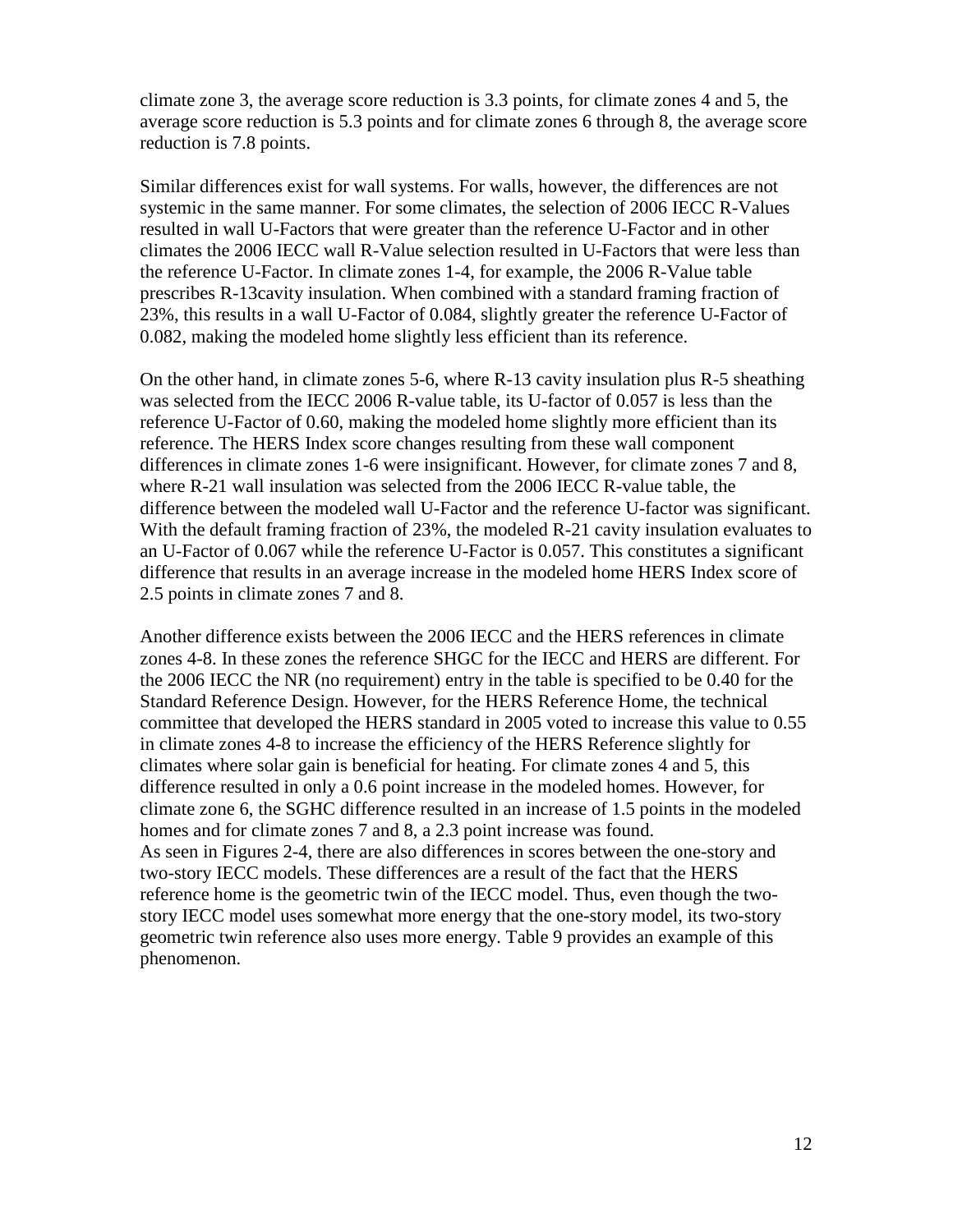climate zone 3, the average score reduction is 3.3 points, for climate zones 4 and 5, the average score reduction is 5.3 points and for climate zones 6 through 8, the average score reduction is 7.8 points.

Similar differences exist for wall systems. For walls, however, the differences are not systemic in the same manner. For some climates, the selection of 2006 IECC R-Values resulted in wall U-Factors that were greater than the reference U-Factor and in other climates the 2006 IECC wall R-Value selection resulted in U-Factors that were less than the reference U-Factor. In climate zones 1-4, for example, the 2006 R-Value table prescribes R-13cavity insulation. When combined with a standard framing fraction of 23%, this results in a wall U-Factor of 0.084, slightly greater the reference U-Factor of 0.082, making the modeled home slightly less efficient than its reference.

On the other hand, in climate zones 5-6, where R-13 cavity insulation plus R-5 sheathing was selected from the IECC 2006 R-value table, its U-factor of 0.057 is less than the reference U-Factor of 0.60, making the modeled home slightly more efficient than its reference. The HERS Index score changes resulting from these wall component differences in climate zones 1-6 were insignificant. However, for climate zones 7 and 8, where R-21 wall insulation was selected from the 2006 IECC R-value table, the difference between the modeled wall U-Factor and the reference U-factor was significant. With the default framing fraction of 23%, the modeled R-21 cavity insulation evaluates to an U-Factor of 0.067 while the reference U-Factor is 0.057. This constitutes a significant difference that results in an average increase in the modeled home HERS Index score of 2.5 points in climate zones 7 and 8.

Another difference exists between the 2006 IECC and the HERS references in climate zones 4-8. In these zones the reference SHGC for the IECC and HERS are different. For the 2006 IECC the NR (no requirement) entry in the table is specified to be 0.40 for the Standard Reference Design. However, for the HERS Reference Home, the technical committee that developed the HERS standard in 2005 voted to increase this value to 0.55 in climate zones 4-8 to increase the efficiency of the HERS Reference slightly for climates where solar gain is beneficial for heating. For climate zones 4 and 5, this difference resulted in only a 0.6 point increase in the modeled homes. However, for climate zone 6, the SGHC difference resulted in an increase of 1.5 points in the modeled homes and for climate zones 7 and 8, a 2.3 point increase was found.
As seen in Figures 2-4, there are also differences in scores between the one-story and two-story IECC models. These differences are a result of the fact that the HERS reference home is the geometric twin of the IECC model. Thus, even though the two-story IECC model uses somewhat more energy that the one-story model, its two-story geometric twin reference also uses more energy. Table 9 provides an example of this phenomenon.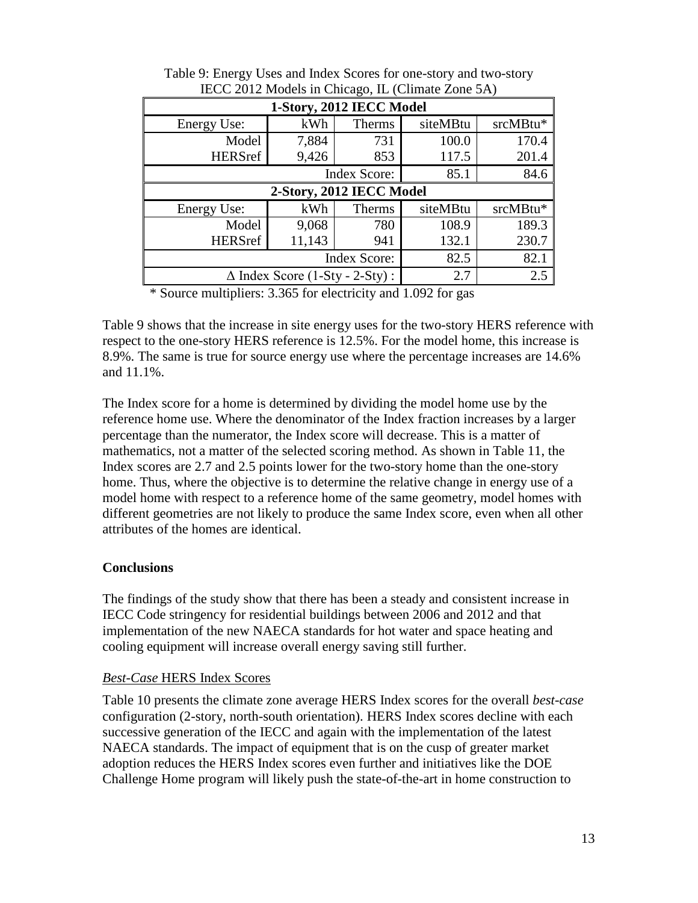Table 9: Energy Uses and Index Scores for one-story and two-story IECC 2012 Models in Chicago, IL (Climate Zone 5A)

| **1-Story, 2012 IECC Model** | | | | |
|---|---|---|---|---|
| Energy Use: | kWh | Therms | siteMBtu | srcMBtu* |
| Model | 7,884 | 731 | 100.0 | 170.4 |
| HERSref | 9,426 | 853 | 117.5 | 201.4 |
| | | Index Score: | 85.1 | 84.6 |
| **2-Story, 2012 IECC Model** | | | | |
| Energy Use: | kWh | Therms | siteMBtu | srcMBtu* |
| Model | 9,068 | 780 | 108.9 | 189.3 |
| HERSref | 11,143 | 941 | 132.1 | 230.7 |
| | | Index Score: | 82.5 | 82.1 |
| | | Δ Index Score (1-Sty - 2-Sty) : | 2.7 | 2.5 |

\* Source multipliers: 3.365 for electricity and 1.092 for gas

Table 9 shows that the increase in site energy uses for the two-story HERS reference with respect to the one-story HERS reference is 12.5%. For the model home, this increase is 8.9%. The same is true for source energy use where the percentage increases are 14.6% and 11.1%.

The Index score for a home is determined by dividing the model home use by the reference home use. Where the denominator of the Index fraction increases by a larger percentage than the numerator, the Index score will decrease. This is a matter of mathematics, not a matter of the selected scoring method. As shown in Table 11, the Index scores are 2.7 and 2.5 points lower for the two-story home than the one-story home. Thus, where the objective is to determine the relative change in energy use of a model home with respect to a reference home of the same geometry, model homes with different geometries are not likely to produce the same Index score, even when all other attributes of the homes are identical.

## Conclusions

The findings of the study show that there has been a steady and consistent increase in IECC Code stringency for residential buildings between 2006 and 2012 and that implementation of the new NAECA standards for hot water and space heating and cooling equipment will increase overall energy saving still further.

### *Best-Case* HERS Index Scores

Table 10 presents the climate zone average HERS Index scores for the overall *best-case* configuration (2-story, north-south orientation). HERS Index scores decline with each successive generation of the IECC and again with the implementation of the latest NAECA standards. The impact of equipment that is on the cusp of greater market adoption reduces the HERS Index scores even further and initiatives like the DOE Challenge Home program will likely push the state-of-the-art in home construction to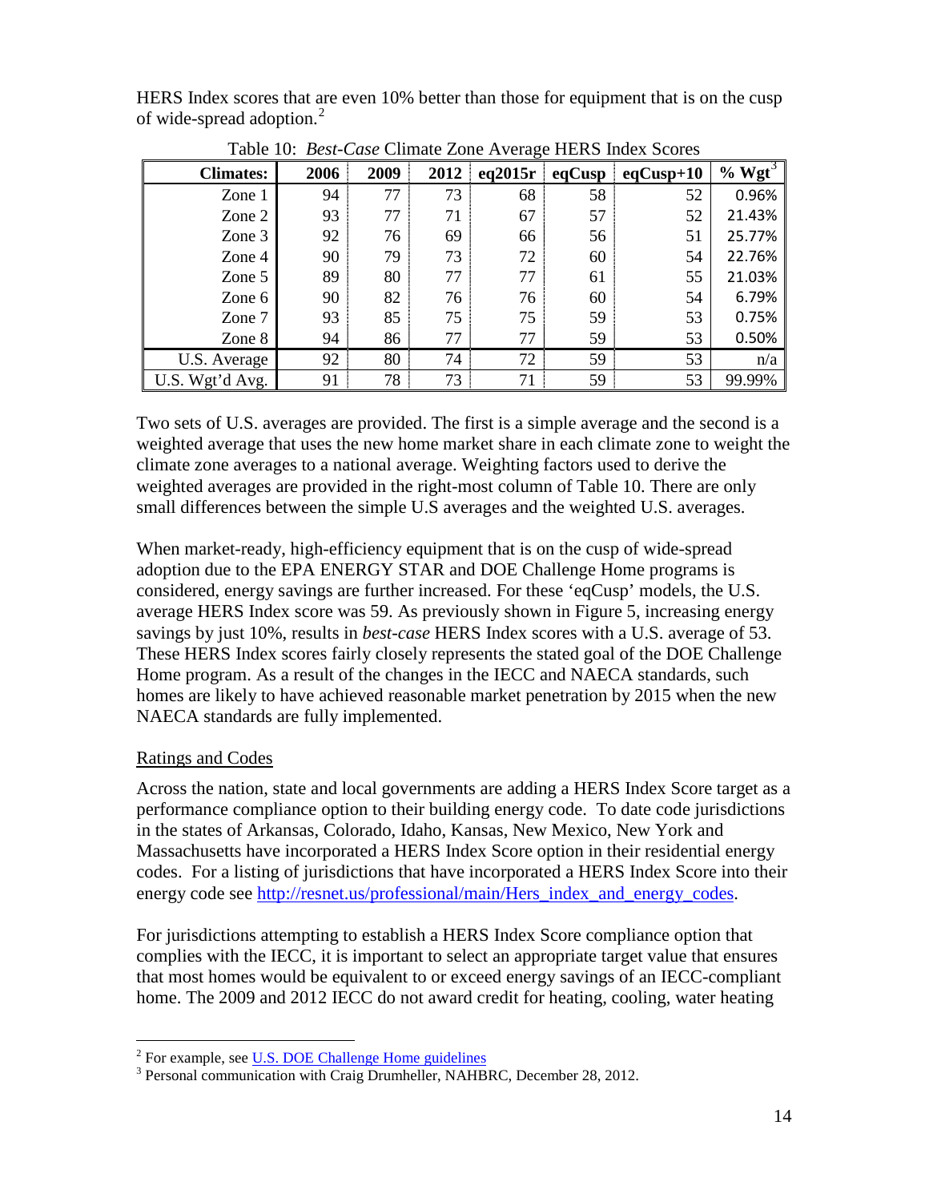HERS Index scores that are even 10% better than those for equipment that is on the cusp of wide-spread adoption.[2]

Table 10: *Best-Case* Climate Zone Average HERS Index Scores

| Climates: | 2006 | 2009 | 2012 | eq2015r | eqCusp | eqCusp+10 | % Wgt[3] |
|---|---|---|---|---|---|---|---|
| Zone 1 | 94 | 77 | 73 | 68 | 58 | 52 | 0.96% |
| Zone 2 | 93 | 77 | 71 | 67 | 57 | 52 | 21.43% |
| Zone 3 | 92 | 76 | 69 | 66 | 56 | 51 | 25.77% |
| Zone 4 | 90 | 79 | 73 | 72 | 60 | 54 | 22.76% |
| Zone 5 | 89 | 80 | 77 | 77 | 61 | 55 | 21.03% |
| Zone 6 | 90 | 82 | 76 | 76 | 60 | 54 | 6.79% |
| Zone 7 | 93 | 85 | 75 | 75 | 59 | 53 | 0.75% |
| Zone 8 | 94 | 86 | 77 | 77 | 59 | 53 | 0.50% |
| U.S. Average | 92 | 80 | 74 | 72 | 59 | 53 | n/a |
| U.S. Wgt'd Avg. | 91 | 78 | 73 | 71 | 59 | 53 | 99.99% |

Two sets of U.S. averages are provided. The first is a simple average and the second is a weighted average that uses the new home market share in each climate zone to weight the climate zone averages to a national average. Weighting factors used to derive the weighted averages are provided in the right-most column of Table 10. There are only small differences between the simple U.S averages and the weighted U.S. averages.

When market-ready, high-efficiency equipment that is on the cusp of wide-spread adoption due to the EPA ENERGY STAR and DOE Challenge Home programs is considered, energy savings are further increased. For these 'eqCusp' models, the U.S. average HERS Index score was 59. As previously shown in Figure 5, increasing energy savings by just 10%, results in *best-case* HERS Index scores with a U.S. average of 53. These HERS Index scores fairly closely represents the stated goal of the DOE Challenge Home program. As a result of the changes in the IECC and NAECA standards, such homes are likely to have achieved reasonable market penetration by 2015 when the new NAECA standards are fully implemented.

## Ratings and Codes

Across the nation, state and local governments are adding a HERS Index Score target as a performance compliance option to their building energy code. To date code jurisdictions in the states of Arkansas, Colorado, Idaho, Kansas, New Mexico, New York and Massachusetts have incorporated a HERS Index Score option in their residential energy codes. For a listing of jurisdictions that have incorporated a HERS Index Score into their energy code see http://resnet.us/professional/main/Hers_index_and_energy_codes.

For jurisdictions attempting to establish a HERS Index Score compliance option that complies with the IECC, it is important to select an appropriate target value that ensures that most homes would be equivalent to or exceed energy savings of an IECC-compliant home. The 2009 and 2012 IECC do not award credit for heating, cooling, water heating

[2] For example, see U.S. DOE Challenge Home guidelines

[3] Personal communication with Craig Drumheller, NAHBRC, December 28, 2012.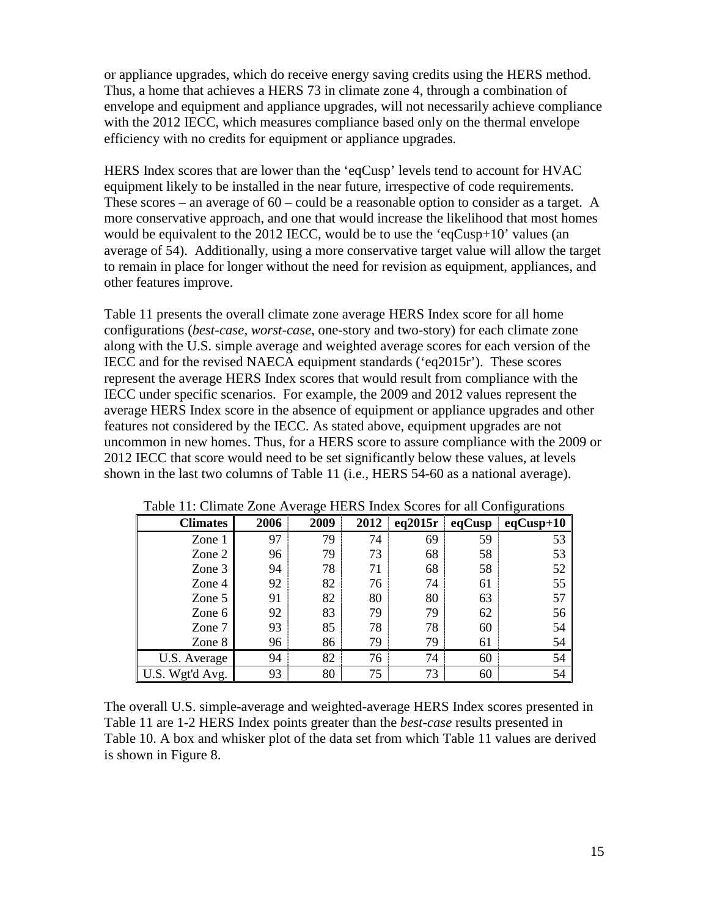or appliance upgrades, which do receive energy saving credits using the HERS method. Thus, a home that achieves a HERS 73 in climate zone 4, through a combination of envelope and equipment and appliance upgrades, will not necessarily achieve compliance with the 2012 IECC, which measures compliance based only on the thermal envelope efficiency with no credits for equipment or appliance upgrades.

HERS Index scores that are lower than the 'eqCusp' levels tend to account for HVAC equipment likely to be installed in the near future, irrespective of code requirements. These scores – an average of 60 – could be a reasonable option to consider as a target. A more conservative approach, and one that would increase the likelihood that most homes would be equivalent to the 2012 IECC, would be to use the 'eqCusp+10' values (an average of 54). Additionally, using a more conservative target value will allow the target to remain in place for longer without the need for revision as equipment, appliances, and other features improve.

Table 11 presents the overall climate zone average HERS Index score for all home configurations (*best-case*, *worst-case*, one-story and two-story) for each climate zone along with the U.S. simple average and weighted average scores for each version of the IECC and for the revised NAECA equipment standards ('eq2015r'). These scores represent the average HERS Index scores that would result from compliance with the IECC under specific scenarios. For example, the 2009 and 2012 values represent the average HERS Index score in the absence of equipment or appliance upgrades and other features not considered by the IECC. As stated above, equipment upgrades are not uncommon in new homes. Thus, for a HERS score to assure compliance with the 2009 or 2012 IECC that score would need to be set significantly below these values, at levels shown in the last two columns of Table 11 (i.e., HERS 54-60 as a national average).

Table 11: Climate Zone Average HERS Index Scores for all Configurations

| Climates | 2006 | 2009 | 2012 | eq2015r | eqCusp | eqCusp+10 |
|---:|---:|---:|---:|---:|---:|---:|
| Zone 1 | 97 | 79 | 74 | 69 | 59 | 53 |
| Zone 2 | 96 | 79 | 73 | 68 | 58 | 53 |
| Zone 3 | 94 | 78 | 71 | 68 | 58 | 52 |
| Zone 4 | 92 | 82 | 76 | 74 | 61 | 55 |
| Zone 5 | 91 | 82 | 80 | 80 | 63 | 57 |
| Zone 6 | 92 | 83 | 79 | 79 | 62 | 56 |
| Zone 7 | 93 | 85 | 78 | 78 | 60 | 54 |
| Zone 8 | 96 | 86 | 79 | 79 | 61 | 54 |
| U.S. Average | 94 | 82 | 76 | 74 | 60 | 54 |
| U.S. Wgt'd Avg. | 93 | 80 | 75 | 73 | 60 | 54 |

The overall U.S. simple-average and weighted-average HERS Index scores presented in Table 11 are 1-2 HERS Index points greater than the *best-case* results presented in Table 10. A box and whisker plot of the data set from which Table 11 values are derived is shown in Figure 8.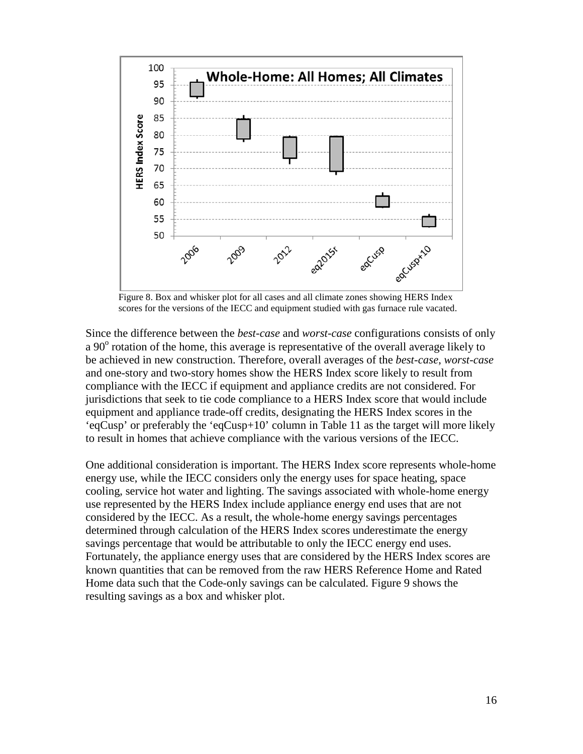Figure 8. Box and whisker plot for all cases and all climate zones showing HERS Index scores for the versions of the IECC and equipment studied with gas furnace rule vacated.

Since the difference between the *best-case* and *worst-case* configurations consists of only a 90$^{o}$ rotation of the home, this average is representative of the overall average likely to be achieved in new construction. Therefore, overall averages of the *best-case*, *worst-case* and one-story and two-story homes show the HERS Index score likely to result from compliance with the IECC if equipment and appliance credits are not considered. For jurisdictions that seek to tie code compliance to a HERS Index score that would include equipment and appliance trade-off credits, designating the HERS Index scores in the 'eqCusp' or preferably the 'eqCusp+10' column in Table 11 as the target will more likely to result in homes that achieve compliance with the various versions of the IECC.

One additional consideration is important. The HERS Index score represents whole-home energy use, while the IECC considers only the energy uses for space heating, space cooling, service hot water and lighting. The savings associated with whole-home energy use represented by the HERS Index include appliance energy end uses that are not considered by the IECC. As a result, the whole-home energy savings percentages determined through calculation of the HERS Index scores underestimate the energy savings percentage that would be attributable to only the IECC energy end uses. Fortunately, the appliance energy uses that are considered by the HERS Index scores are known quantities that can be removed from the raw HERS Reference Home and Rated Home data such that the Code-only savings can be calculated. Figure 9 shows the resulting savings as a box and whisker plot.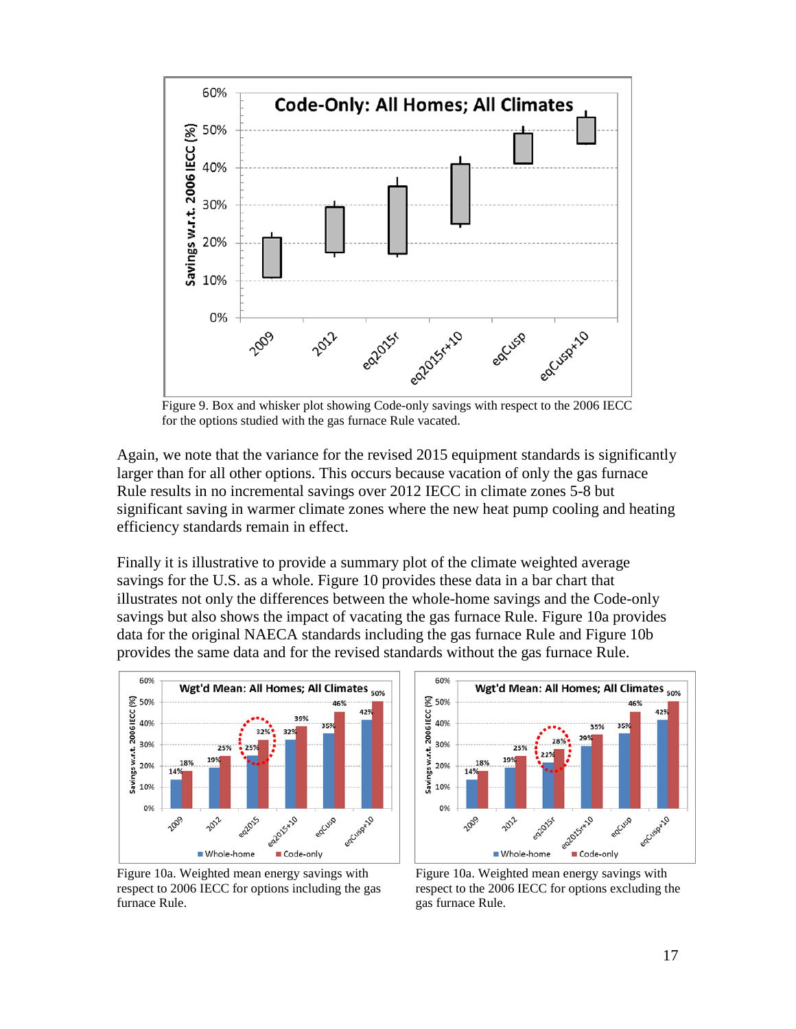Figure 9. Box and whisker plot showing Code-only savings with respect to the 2006 IECC for the options studied with the gas furnace Rule vacated.

Again, we note that the variance for the revised 2015 equipment standards is significantly larger than for all other options. This occurs because vacation of only the gas furnace Rule results in no incremental savings over 2012 IECC in climate zones 5-8 but significant saving in warmer climate zones where the new heat pump cooling and heating efficiency standards remain in effect.

Finally it is illustrative to provide a summary plot of the climate weighted average savings for the U.S. as a whole. Figure 10 provides these data in a bar chart that illustrates not only the differences between the whole-home savings and the Code-only savings but also shows the impact of vacating the gas furnace Rule. Figure 10a provides data for the original NAECA standards including the gas furnace Rule and Figure 10b provides the same data and for the revised standards without the gas furnace Rule.

Figure 10a. Weighted mean energy savings with respect to 2006 IECC for options including the gas furnace Rule.

Figure 10a. Weighted mean energy savings with respect to the 2006 IECC for options excluding the gas furnace Rule.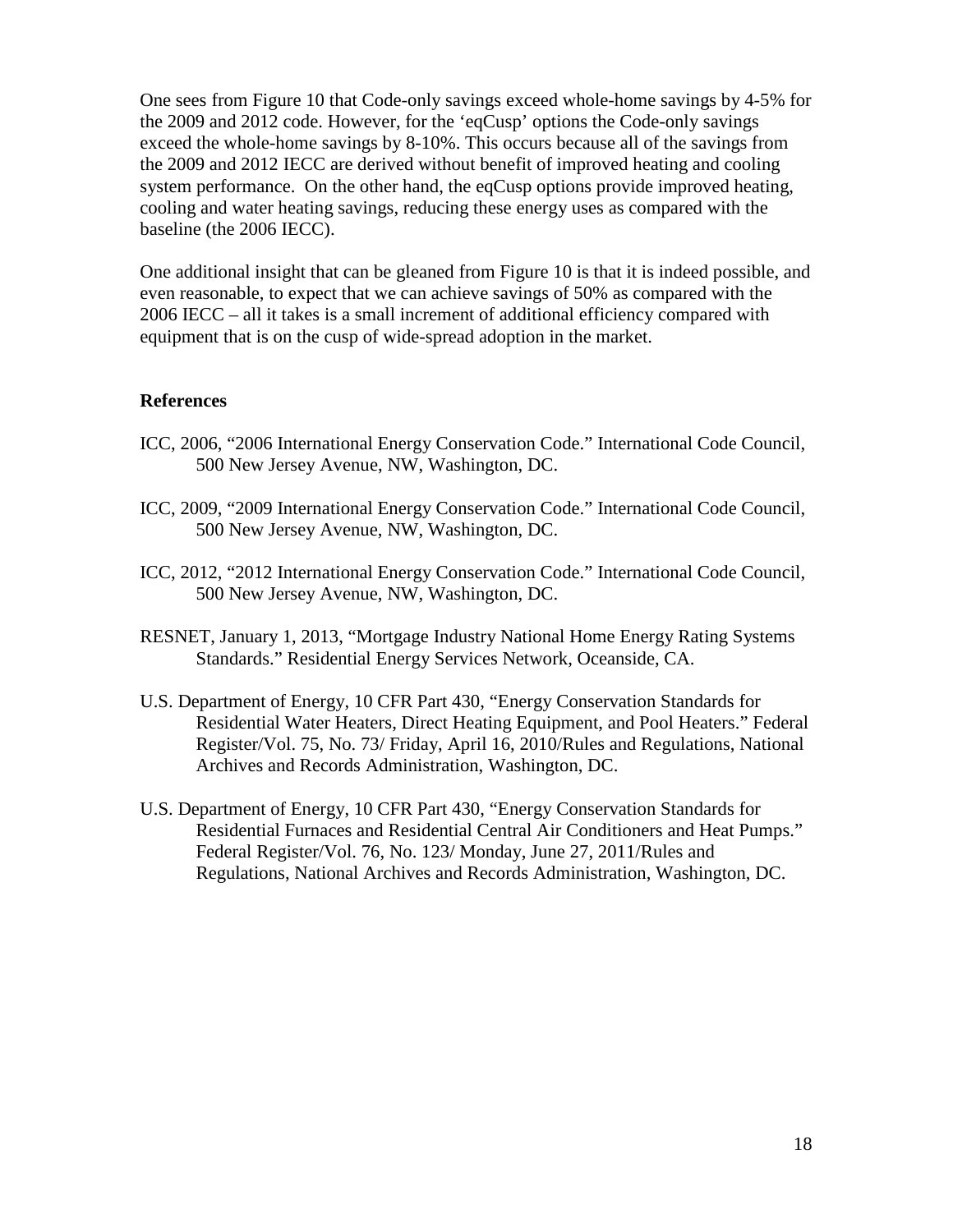One sees from Figure 10 that Code-only savings exceed whole-home savings by 4-5% for the 2009 and 2012 code. However, for the 'eqCusp' options the Code-only savings exceed the whole-home savings by 8-10%. This occurs because all of the savings from the 2009 and 2012 IECC are derived without benefit of improved heating and cooling system performance. On the other hand, the eqCusp options provide improved heating, cooling and water heating savings, reducing these energy uses as compared with the baseline (the 2006 IECC).

One additional insight that can be gleaned from Figure 10 is that it is indeed possible, and even reasonable, to expect that we can achieve savings of 50% as compared with the 2006 IECC – all it takes is a small increment of additional efficiency compared with equipment that is on the cusp of wide-spread adoption in the market.

## References

ICC, 2006, "2006 International Energy Conservation Code." International Code Council, 500 New Jersey Avenue, NW, Washington, DC.

ICC, 2009, "2009 International Energy Conservation Code." International Code Council, 500 New Jersey Avenue, NW, Washington, DC.

ICC, 2012, "2012 International Energy Conservation Code." International Code Council, 500 New Jersey Avenue, NW, Washington, DC.

RESNET, January 1, 2013, "Mortgage Industry National Home Energy Rating Systems Standards." Residential Energy Services Network, Oceanside, CA.

U.S. Department of Energy, 10 CFR Part 430, "Energy Conservation Standards for Residential Water Heaters, Direct Heating Equipment, and Pool Heaters." Federal Register/Vol. 75, No. 73/ Friday, April 16, 2010/Rules and Regulations, National Archives and Records Administration, Washington, DC.

U.S. Department of Energy, 10 CFR Part 430, "Energy Conservation Standards for Residential Furnaces and Residential Central Air Conditioners and Heat Pumps." Federal Register/Vol. 76, No. 123/ Monday, June 27, 2011/Rules and Regulations, National Archives and Records Administration, Washington, DC.